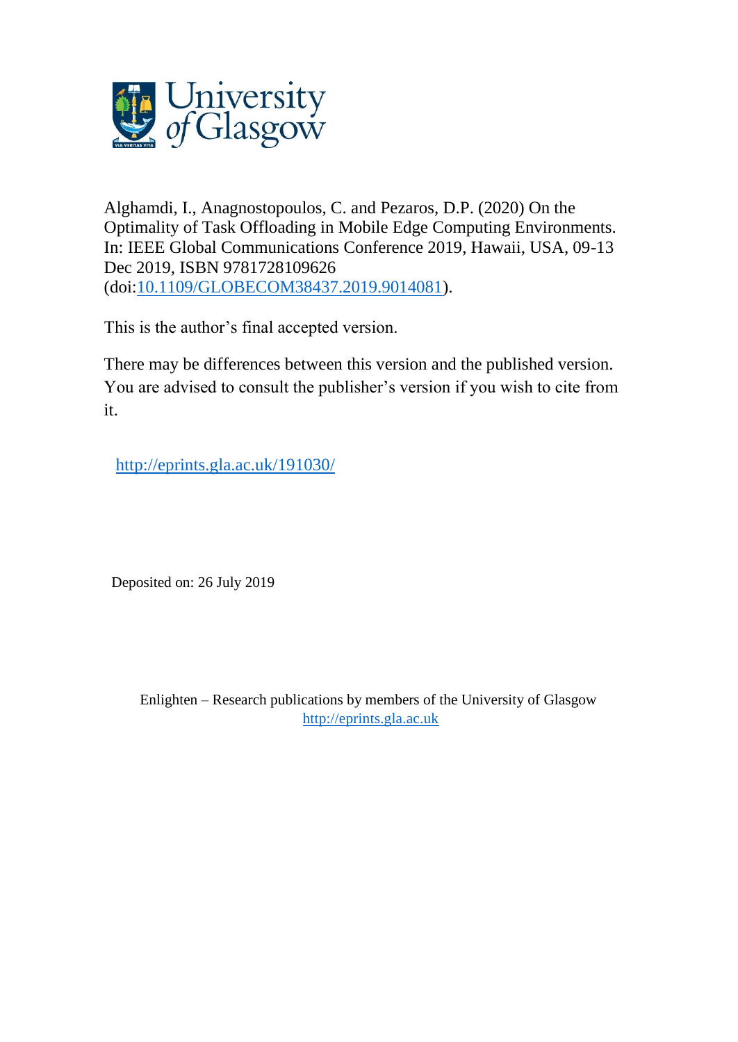Alghamdi, I., Anagnostopoulos, C. and Pezaros, D.P. (2020) On the Optimality of Task Offloading in Mobile Edge Computing Environments. In: IEEE Global Communications Conference 2019, Hawaii, USA, 09-13 Dec 2019, ISBN 9781728109626 (doi:[10.1109/GLOBECOM38437.2019.9014081](10.1109/GLOBECOM38437.2019.9014081)).

This is the author's final accepted version.

There may be differences between this version and the published version. You are advised to consult the publisher's version if you wish to cite from it.

[http://eprints.gla.ac.uk/191030/](http://eprints.gla.ac.uk/191030/)

Deposited on: 26 July 2019

Enlighten – Research publications by members of the University of Glasgow
[http://eprints.gla.ac.uk](http://eprints.gla.ac.uk)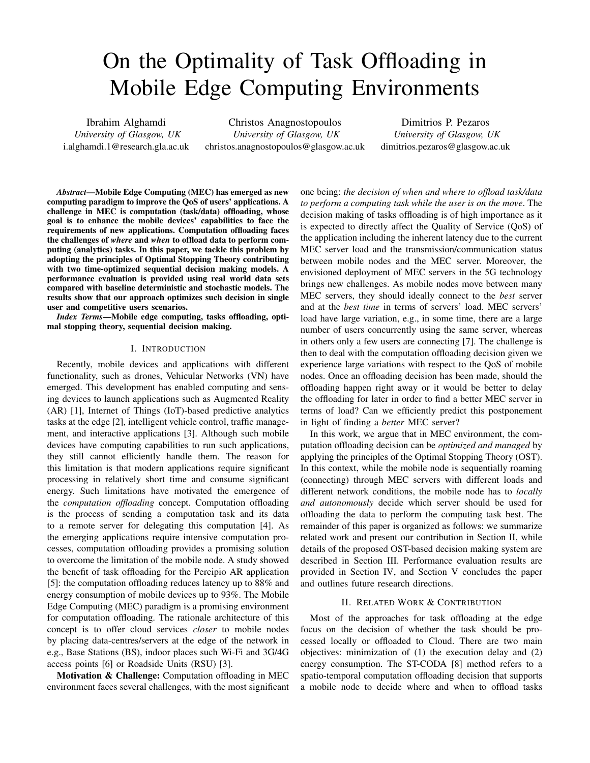# On the Optimality of Task Offloading in Mobile Edge Computing Environments

Ibrahim Alghamdi
*University of Glasgow, UK*
i.alghamdi.1@research.gla.ac.uk

Christos Anagnostopoulos
*University of Glasgow, UK*
christos.anagnostopoulos@glasgow.ac.uk

Dimitrios P. Pezaros
*University of Glasgow, UK*
dimitrios.pezaros@glasgow.ac.uk

***Abstract*—Mobile Edge Computing (MEC) has emerged as new computing paradigm to improve the QoS of users' applications. A challenge in MEC is computation (task/data) offloading, whose goal is to enhance the mobile devices' capabilities to face the requirements of new applications. Computation offloading faces the challenges of *where* and *when* to offload data to perform computing (analytics) tasks. In this paper, we tackle this problem by adopting the principles of Optimal Stopping Theory contributing with two time-optimized sequential decision making models. A performance evaluation is provided using real world data sets compared with baseline deterministic and stochastic models. The results show that our approach optimizes such decision in single user and competitive users scenarios.**

***Index Terms*—Mobile edge computing, tasks offloading, optimal stopping theory, sequential decision making.**

## I. Introduction

Recently, mobile devices and applications with different functionality, such as drones, Vehicular Networks (VN) have emerged. This development has enabled computing and sensing devices to launch applications such as Augmented Reality (AR) [1], Internet of Things (IoT)-based predictive analytics tasks at the edge [2], intelligent vehicle control, traffic management, and interactive applications [3]. Although such mobile devices have computing capabilities to run such applications, they still cannot efficiently handle them. The reason for this limitation is that modern applications require significant processing in relatively short time and consume significant energy. Such limitations have motivated the emergence of the *computation offloading* concept. Computation offloading is the process of sending a computation task and its data to a remote server for delegating this computation [4]. As the emerging applications require intensive computation processes, computation offloading provides a promising solution to overcome the limitation of the mobile node. A study showed the benefit of task offloading for the Percipio AR application [5]: the computation offloading reduces latency up to 88% and energy consumption of mobile devices up to 93%. The Mobile Edge Computing (MEC) paradigm is a promising environment for computation offloading. The rationale architecture of this concept is to offer cloud services *closer* to mobile nodes by placing data-centres/servers at the edge of the network in e.g., Base Stations (BS), indoor places such Wi-Fi and 3G/4G access points [6] or Roadside Units (RSU) [3].

**Motivation & Challenge:** Computation offloading in MEC environment faces several challenges, with the most significant one being: *the decision of when and where to offload task/data to perform a computing task while the user is on the move*. The decision making of tasks offloading is of high importance as it is expected to directly affect the Quality of Service (QoS) of the application including the inherent latency due to the current MEC server load and the transmission/communication status between mobile nodes and the MEC server. Moreover, the envisioned deployment of MEC servers in the 5G technology brings new challenges. As mobile nodes move between many MEC servers, they should ideally connect to the *best* server and at the *best time* in terms of servers' load. MEC servers' load have large variation, e.g., in some time, there are a large number of users concurrently using the same server, whereas in others only a few users are connecting [7]. The challenge is then to deal with the computation offloading decision given we experience large variations with respect to the QoS of mobile nodes. Once an offloading decision has been made, should the offloading happen right away or it would be better to delay the offloading for later in order to find a better MEC server in terms of load? Can we efficiently predict this postponement in light of finding a *better* MEC server?

In this work, we argue that in MEC environment, the computation offloading decision can be *optimized and managed* by applying the principles of the Optimal Stopping Theory (OST). In this context, while the mobile node is sequentially roaming (connecting) through MEC servers with different loads and different network conditions, the mobile node has to *locally and autonomously* decide which server should be used for offloading the data to perform the computing task best. The remainder of this paper is organized as follows: we summarize related work and present our contribution in Section II, while details of the proposed OST-based decision making system are described in Section III. Performance evaluation results are provided in Section IV, and Section V concludes the paper and outlines future research directions.

## II. Related Work & Contribution

Most of the approaches for task offloading at the edge focus on the decision of whether the task should be processed locally or offloaded to Cloud. There are two main objectives: minimization of (1) the execution delay and (2) energy consumption. The ST-CODA [8] method refers to a spatio-temporal computation offloading decision that supports a mobile node to decide where and when to offload tasks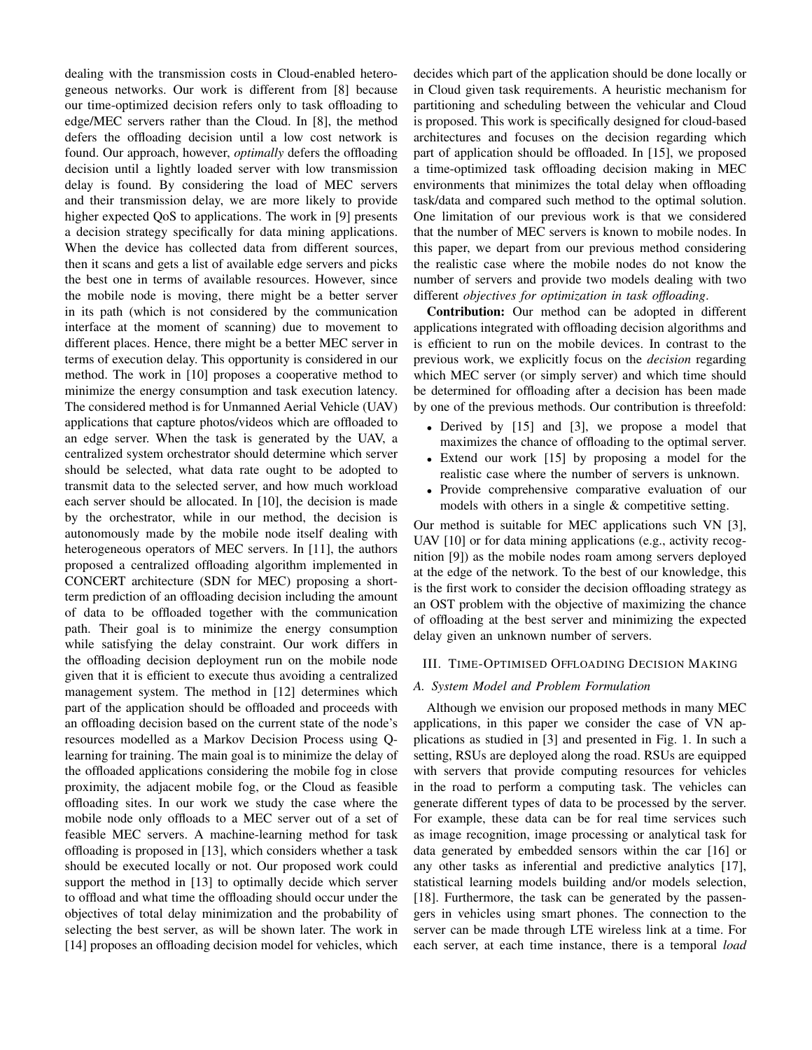dealing with the transmission costs in Cloud-enabled heterogeneous networks. Our work is different from [8] because our time-optimized decision refers only to task offloading to edge/MEC servers rather than the Cloud. In [8], the method defers the offloading decision until a low cost network is found. Our approach, however, *optimally* defers the offloading decision until a lightly loaded server with low transmission delay is found. By considering the load of MEC servers and their transmission delay, we are more likely to provide higher expected QoS to applications. The work in [9] presents a decision strategy specifically for data mining applications. When the device has collected data from different sources, then it scans and gets a list of available edge servers and picks the best one in terms of available resources. However, since the mobile node is moving, there might be a better server in its path (which is not considered by the communication interface at the moment of scanning) due to movement to different places. Hence, there might be a better MEC server in terms of execution delay. This opportunity is considered in our method. The work in [10] proposes a cooperative method to minimize the energy consumption and task execution latency. The considered method is for Unmanned Aerial Vehicle (UAV) applications that capture photos/videos which are offloaded to an edge server. When the task is generated by the UAV, a centralized system orchestrator should determine which server should be selected, what data rate ought to be adopted to transmit data to the selected server, and how much workload each server should be allocated. In [10], the decision is made by the orchestrator, while in our method, the decision is autonomously made by the mobile node itself dealing with heterogeneous operators of MEC servers. In [11], the authors proposed a centralized offloading algorithm implemented in CONCERT architecture (SDN for MEC) proposing a short-term prediction of an offloading decision including the amount of data to be offloaded together with the communication path. Their goal is to minimize the energy consumption while satisfying the delay constraint. Our work differs in the offloading decision deployment run on the mobile node given that it is efficient to execute thus avoiding a centralized management system. The method in [12] determines which part of the application should be offloaded and proceeds with an offloading decision based on the current state of the node's resources modelled as a Markov Decision Process using Q-learning for training. The main goal is to minimize the delay of the offloaded applications considering the mobile fog in close proximity, the adjacent mobile fog, or the Cloud as feasible offloading sites. In our work we study the case where the mobile node only offloads to a MEC server out of a set of feasible MEC servers. A machine-learning method for task offloading is proposed in [13], which considers whether a task should be executed locally or not. Our proposed work could support the method in [13] to optimally decide which server to offload and what time the offloading should occur under the objectives of total delay minimization and the probability of selecting the best server, as will be shown later. The work in [14] proposes an offloading decision model for vehicles, which decides which part of the application should be done locally or in Cloud given task requirements. A heuristic mechanism for partitioning and scheduling between the vehicular and Cloud is proposed. This work is specifically designed for cloud-based architectures and focuses on the decision regarding which part of application should be offloaded. In [15], we proposed a time-optimized task offloading decision making in MEC environments that minimizes the total delay when offloading task/data and compared such method to the optimal solution. One limitation of our previous work is that we considered that the number of MEC servers is known to mobile nodes. In this paper, we depart from our previous method considering the realistic case where the mobile nodes do not know the number of servers and provide two models dealing with two different *objectives for optimization in task offloading*.

**Contribution:** Our method can be adopted in different applications integrated with offloading decision algorithms and is efficient to run on the mobile devices. In contrast to the previous work, we explicitly focus on the *decision* regarding which MEC server (or simply server) and which time should be determined for offloading after a decision has been made by one of the previous methods. Our contribution is threefold:

- Derived by [15] and [3], we propose a model that maximizes the chance of offloading to the optimal server.
- Extend our work [15] by proposing a model for the realistic case where the number of servers is unknown.
- Provide comprehensive comparative evaluation of our models with others in a single & competitive setting.

Our method is suitable for MEC applications such VN [3], UAV [10] or for data mining applications (e.g., activity recognition [9]) as the mobile nodes roam among servers deployed at the edge of the network. To the best of our knowledge, this is the first work to consider the decision offloading strategy as an OST problem with the objective of maximizing the chance of offloading at the best server and minimizing the expected delay given an unknown number of servers.

## III. Time-Optimised Offloading Decision Making

### A. System Model and Problem Formulation

Although we envision our proposed methods in many MEC applications, in this paper we consider the case of VN applications as studied in [3] and presented in Fig. 1. In such a setting, RSUs are deployed along the road. RSUs are equipped with servers that provide computing resources for vehicles in the road to perform a computing task. The vehicles can generate different types of data to be processed by the server. For example, these data can be for real time services such as image recognition, image processing or analytical task for data generated by embedded sensors within the car [16] or any other tasks as inferential and predictive analytics [17], statistical learning models building and/or models selection, [18]. Furthermore, the task can be generated by the passengers in vehicles using smart phones. The connection to the server can be made through LTE wireless link at a time. For each server, at each time instance, there is a temporal *load*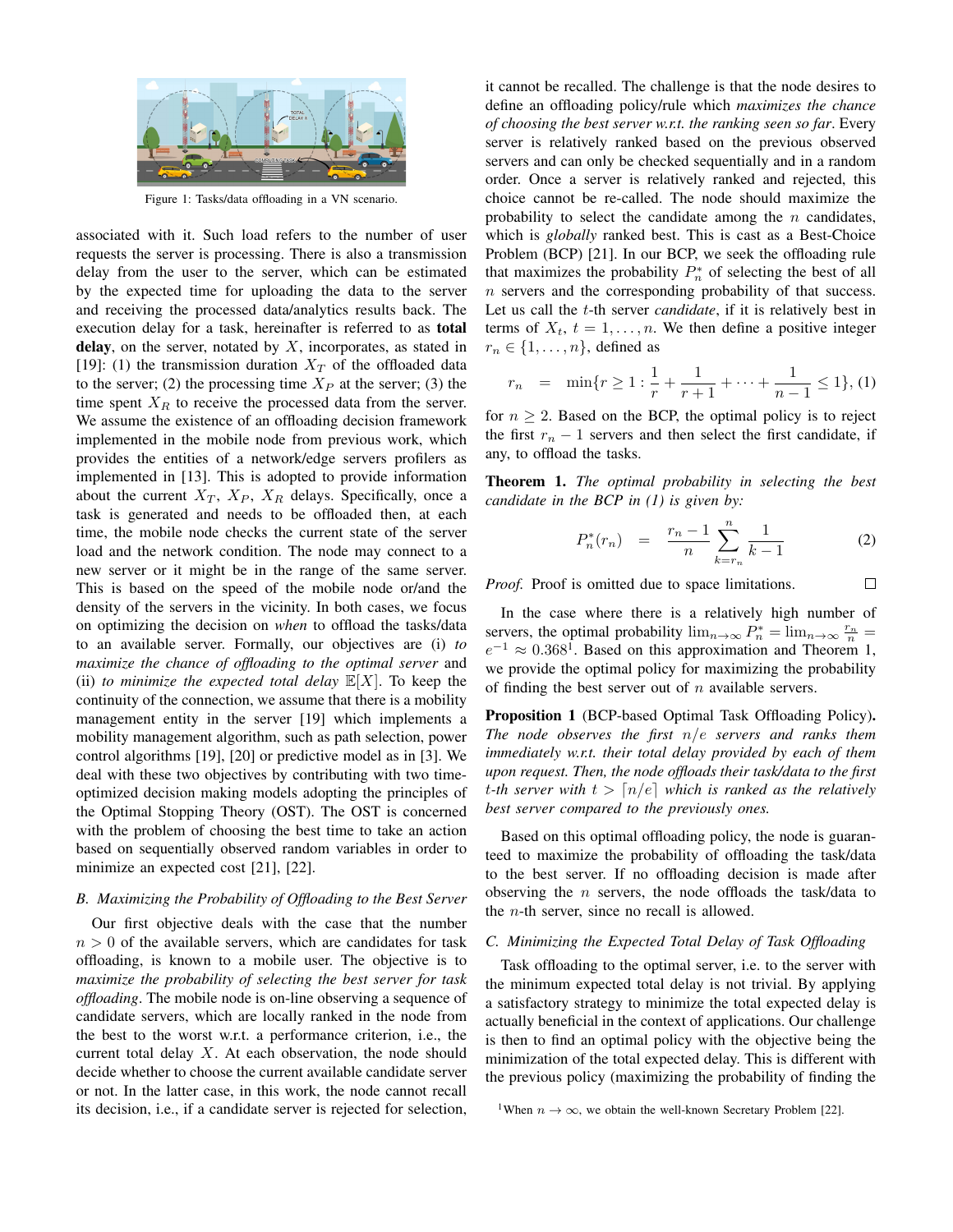Figure 1: Tasks/data offloading in a VN scenario.

associated with it. Such load refers to the number of user requests the server is processing. There is also a transmission delay from the user to the server, which can be estimated by the expected time for uploading the data to the server and receiving the processed data/analytics results back. The execution delay for a task, hereinafter is referred to as **total delay**, on the server, notated by $X$, incorporates, as stated in [19]: (1) the transmission duration $X_T$ of the offloaded data to the server; (2) the processing time $X_P$ at the server; (3) the time spent $X_R$ to receive the processed data from the server. We assume the existence of an offloading decision framework implemented in the mobile node from previous work, which provides the entities of a network/edge servers profilers as implemented in [13]. This is adopted to provide information about the current $X_T$, $X_P$, $X_R$ delays. Specifically, once a task is generated and needs to be offloaded then, at each time, the mobile node checks the current state of the server load and the network condition. The node may connect to a new server or it might be in the range of the same server. This is based on the speed of the mobile node or/and the density of the servers in the vicinity. In both cases, we focus on optimizing the decision on *when* to offload the tasks/data to an available server. Formally, our objectives are (i) *to maximize the chance of offloading to the optimal server* and (ii) *to minimize the expected total delay* $\mathbb{E}[X]$. To keep the continuity of the connection, we assume that there is a mobility management entity in the server [19] which implements a mobility management algorithm, such as path selection, power control algorithms [19], [20] or predictive model as in [3]. We deal with these two objectives by contributing with two time-optimized decision making models adopting the principles of the Optimal Stopping Theory (OST). The OST is concerned with the problem of choosing the best time to take an action based on sequentially observed random variables in order to minimize an expected cost [21], [22].

### B. Maximizing the Probability of Offloading to the Best Server

Our first objective deals with the case that the number $n > 0$ of the available servers, which are candidates for task offloading, is known to a mobile user. The objective is to *maximize the probability of selecting the best server for task offloading*. The mobile node is on-line observing a sequence of candidate servers, which are locally ranked in the node from the best to the worst w.r.t. a performance criterion, i.e., the current total delay $X$. At each observation, the node should decide whether to choose the current available candidate server or not. In the latter case, in this work, the node cannot recall its decision, i.e., if a candidate server is rejected for selection, it cannot be recalled. The challenge is that the node desires to define an offloading policy/rule which *maximizes the chance of choosing the best server w.r.t. the ranking seen so far*. Every server is relatively ranked based on the previous observed servers and can only be checked sequentially and in a random order. Once a server is relatively ranked and rejected, this choice cannot be re-called. The node should maximize the probability to select the candidate among the $n$ candidates, which is *globally* ranked best. This is cast as a Best-Choice Problem (BCP) [21]. In our BCP, we seek the offloading rule that maximizes the probability $P_n^*$ of selecting the best of all $n$ servers and the corresponding probability of that success. Let us call the $t$-th server *candidate*, if it is relatively best in terms of $X_t$, $t = 1, \ldots, n$. We then define a positive integer $r_n \in \{1, \ldots, n\}$, defined as

$$r_n = \min\{r \geq 1 : \frac{1}{r} + \frac{1}{r+1} + \cdots + \frac{1}{n-1} \leq 1\}, \quad (1)$$

for $n \geq 2$. Based on the BCP, the optimal policy is to reject the first $r_n - 1$ servers and then select the first candidate, if any, to offload the tasks.

**Theorem 1.** *The optimal probability in selecting the best candidate in the BCP in (1) is given by:*

$$P_n^*(r_n) = \frac{r_n - 1}{n} \sum_{k=r_n}^{n} \frac{1}{k-1} \quad (2)$$

*Proof.* Proof is omitted due to space limitations. □

In the case where there is a relatively high number of servers, the optimal probability $\lim_{n\to\infty} P_n^* = \lim_{n\to\infty} \frac{r_n}{n} = e^{-1} \approx 0.368$[1]. Based on this approximation and Theorem 1, we provide the optimal policy for maximizing the probability of finding the best server out of $n$ available servers.

**Proposition 1** (BCP-based Optimal Task Offloading Policy). *The node observes the first $n/e$ servers and ranks them immediately w.r.t. their total delay provided by each of them upon request. Then, the node offloads their task/data to the first $t$-th server with $t > \lceil n/e \rceil$ which is ranked as the relatively best server compared to the previous ones.*

Based on this optimal offloading policy, the node is guaranteed to maximize the probability of offloading the task/data to the best server. If no offloading decision is made after observing the $n$ servers, the node offloads the task/data to the $n$-th server, since no recall is allowed.

### C. Minimizing the Expected Total Delay of Task Offloading

Task offloading to the optimal server, i.e. to the server with the minimum expected total delay is not trivial. By applying a satisfactory strategy to minimize the total expected delay is actually beneficial in the context of applications. Our challenge is then to find an optimal policy with the objective being the minimization of the total expected delay. This is different with the previous policy (maximizing the probability of finding the

[1] When $n \to \infty$, we obtain the well-known Secretary Problem [22].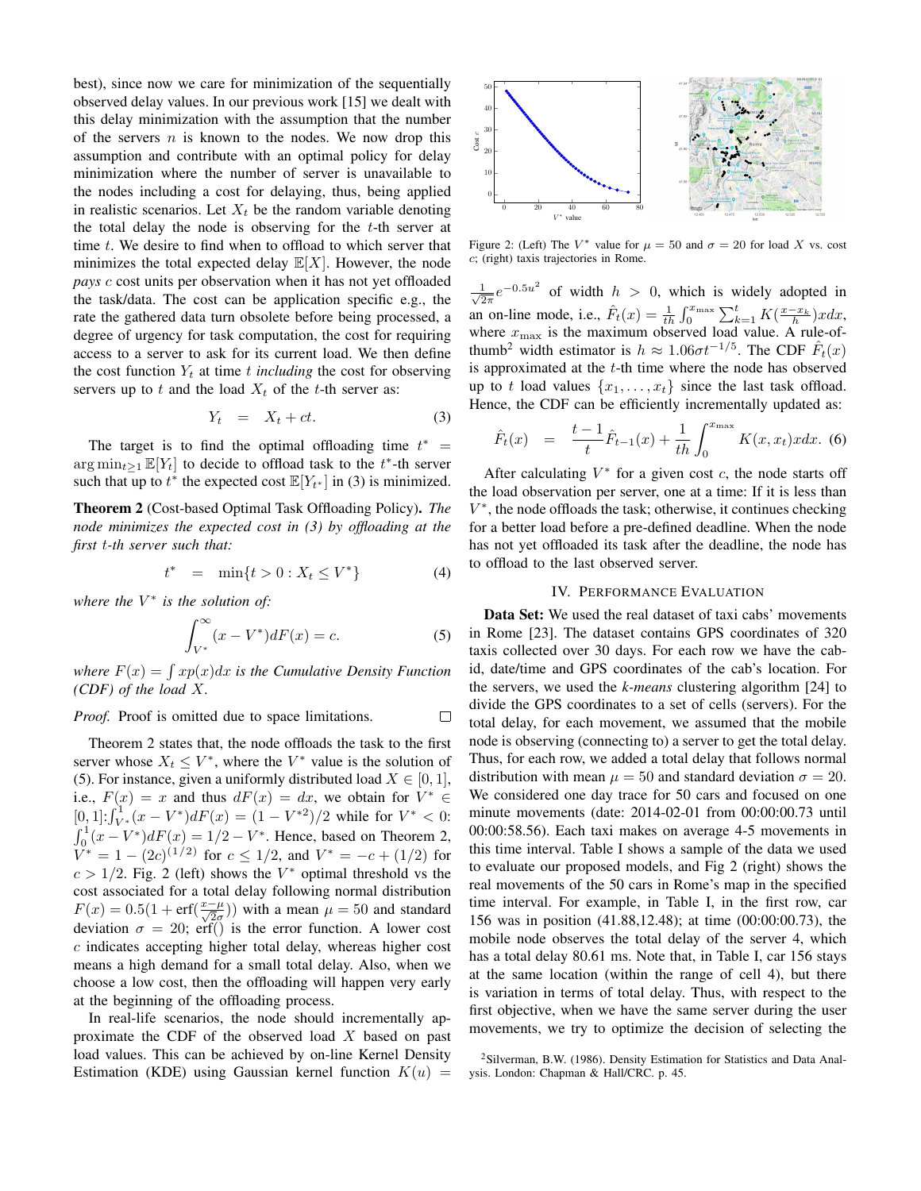best), since now we care for minimization of the sequentially observed delay values. In our previous work [15] we dealt with this delay minimization with the assumption that the number of the servers $n$ is known to the nodes. We now drop this assumption and contribute with an optimal policy for delay minimization where the number of server is unavailable to the nodes including a cost for delaying, thus, being applied in realistic scenarios. Let $X_t$ be the random variable denoting the total delay the node is observing for the $t$-th server at time $t$. We desire to find when to offload to which server that minimizes the total expected delay $\mathbb{E}[X]$. However, the node *pays* $c$ cost units per observation when it has not yet offloaded the task/data. The cost can be application specific e.g., the rate the gathered data turn obsolete before being processed, a degree of urgency for task computation, the cost for requiring access to a server to ask for its current load. We then define the cost function $Y_t$ at time $t$ *including* the cost for observing servers up to $t$ and the load $X_t$ of the $t$-th server as:

$$Y_t \quad = \quad X_t + ct. \tag{3}$$

The target is to find the optimal offloading time $t^* = \arg\min_{t\geq 1} \mathbb{E}[Y_t]$ to decide to offload task to the $t^*$-th server such that up to $t^*$ the expected cost $\mathbb{E}[Y_{t^*}]$ in (3) is minimized.

**Theorem 2** (Cost-based Optimal Task Offloading Policy). *The node minimizes the expected cost in (3) by offloading at the first $t$-th server such that:*

$$t^* \quad = \quad \min\{t > 0 : X_t \leq V^*\} \tag{4}$$

*where the $V^*$ is the solution of:*

$$\int_{V^*}^{\infty} (x - V^*) dF(x) = c. \tag{5}$$

*where $F(x) = \int xp(x)dx$ is the Cumulative Density Function (CDF) of the load $X$.*

*Proof.* Proof is omitted due to space limitations. □

Theorem 2 states that, the node offloads the task to the first server whose $X_t \leq V^*$, where the $V^*$ value is the solution of (5). For instance, given a uniformly distributed load $X \in [0, 1]$, i.e., $F(x) = x$ and thus $dF(x) = dx$, we obtain for $V^* \in [0, 1]$: $\int_{V^*}^{1}(x - V^*)dF(x) = (1 - V^{*2})/2$ while for $V^* < 0$: $\int_{0}^{1}(x - V^*)dF(x) = 1/2 - V^*$. Hence, based on Theorem 2, $V^* = 1 - (2c)^{(1/2)}$ for $c \leq 1/2$, and $V^* = -c + (1/2)$ for $c > 1/2$. Fig. 2 (left) shows the $V^*$ optimal threshold vs the cost associated for a total delay following normal distribution $F(x) = 0.5(1 + \text{erf}(\frac{x-\mu}{\sqrt{2}\sigma}))$ with a mean $\mu = 50$ and standard deviation $\sigma = 20$; erf() is the error function. A lower cost $c$ indicates accepting higher total delay, whereas higher cost means a high demand for a small total delay. Also, when we choose a low cost, then the offloading will happen very early at the beginning of the offloading process.

In real-life scenarios, the node should incrementally approximate the CDF of the observed load $X$ based on past load values. This can be achieved by on-line Kernel Density Estimation (KDE) using Gaussian kernel function $K(u) = \frac{1}{\sqrt{2\pi}}e^{-0.5u^2}$ of width $h > 0$, which is widely adopted in an on-line mode, i.e., $\hat{F}_t(x) = \frac{1}{th}\int_0^{x_{\max}} \sum_{k=1}^{t} K(\frac{x-x_k}{h})xdx$, where $x_{\max}$ is the maximum observed load value. A rule-of-thumb[2] width estimator is $h \approx 1.06\sigma t^{-1/5}$. The CDF $\hat{F}_t(x)$ is approximated at the $t$-th time where the node has observed up to $t$ load values $\{x_1, \ldots, x_t\}$ since the last task offload. Hence, the CDF can be efficiently incrementally updated as:

$$\hat{F}_t(x) \quad = \quad \frac{t-1}{t}\hat{F}_{t-1}(x) + \frac{1}{th}\int_0^{x_{\max}} K(x, x_t)xdx. \tag{6}$$

After calculating $V^*$ for a given cost $c$, the node starts off the load observation per server, one at a time: If it is less than $V^*$, the node offloads the task; otherwise, it continues checking for a better load before a pre-defined deadline. When the node has not yet offloaded its task after the deadline, the node has to offload to the last observed server.

Figure 2: (Left) The $V^*$ value for $\mu = 50$ and $\sigma = 20$ for load $X$ vs. cost $c$; (right) taxis trajectories in Rome.

## IV. Performance Evaluation

**Data Set:** We used the real dataset of taxi cabs' movements in Rome [23]. The dataset contains GPS coordinates of 320 taxis collected over 30 days. For each row we have the cab-id, date/time and GPS coordinates of the cab's location. For the servers, we used the *k-means* clustering algorithm [24] to divide the GPS coordinates to a set of cells (servers). For the total delay, for each movement, we assumed that the mobile node is observing (connecting to) a server to get the total delay. Thus, for each row, we added a total delay that follows normal distribution with mean $\mu = 50$ and standard deviation $\sigma = 20$. We considered one day trace for 50 cars and focused on one minute movements (date: 2014-02-01 from 00:00:00.73 until 00:00:58.56). Each taxi makes on average 4-5 movements in this time interval. Table I shows a sample of the data we used to evaluate our proposed models, and Fig 2 (right) shows the real movements of the 50 cars in Rome's map in the specified time interval. For example, in Table I, in the first row, car 156 was in position (41.88,12.48); at time (00:00:00.73), the mobile node observes the total delay of the server 4, which has a total delay 80.61 ms. Note that, in Table I, car 156 stays at the same location (within the range of cell 4), but there is variation in terms of total delay. Thus, with respect to the first objective, when we have the same server during the user movements, we try to optimize the decision of selecting the

[2] Silverman, B.W. (1986). Density Estimation for Statistics and Data Analysis. London: Chapman & Hall/CRC. p. 45.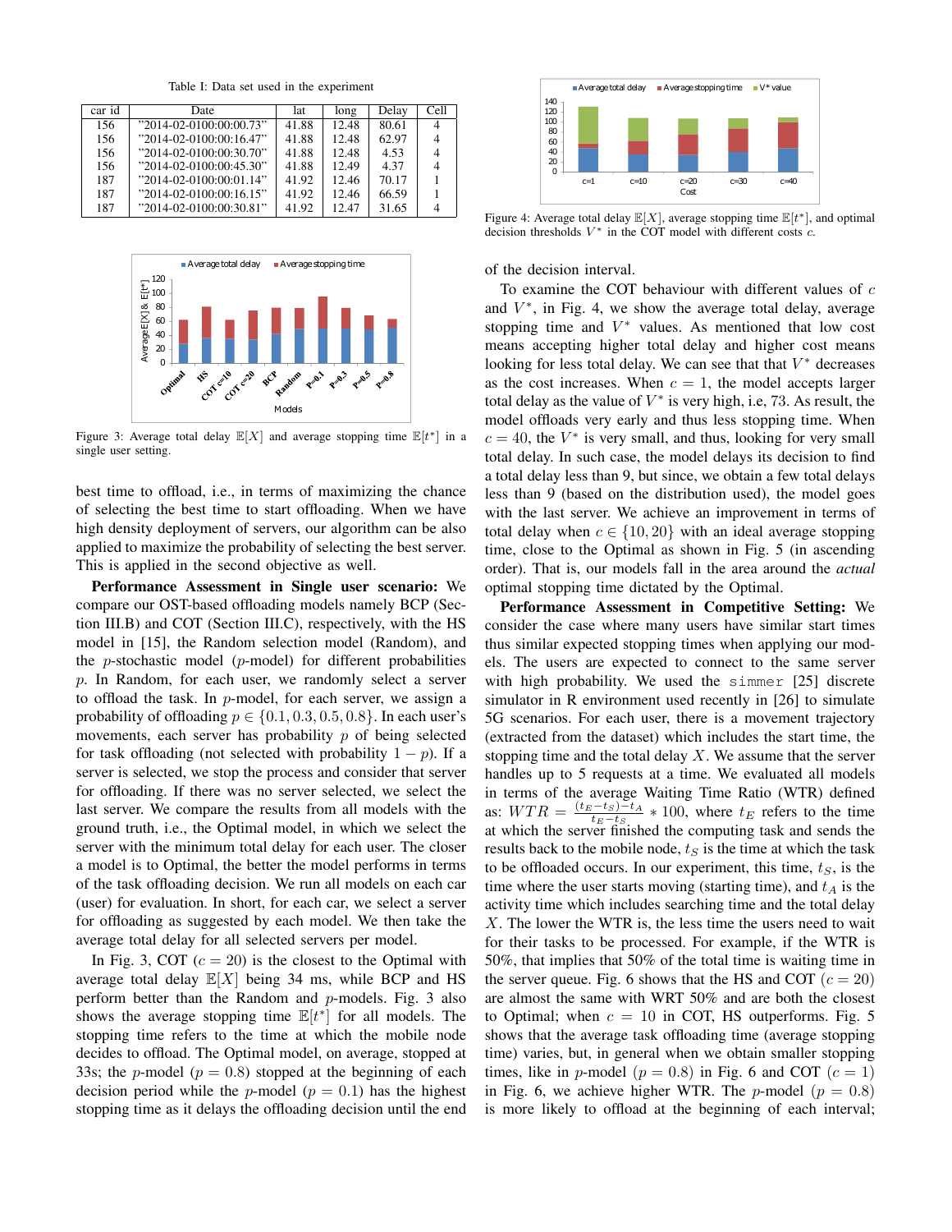Table I: Data set used in the experiment

| car id | Date | lat | long | Delay | Cell |
|---|---|---|---|---|---|
| 156 | "2014-02-0100:00:00.73" | 41.88 | 12.48 | 80.61 | 4 |
| 156 | "2014-02-0100:00:16.47" | 41.88 | 12.48 | 62.97 | 4 |
| 156 | "2014-02-0100:00:30.70" | 41.88 | 12.48 | 4.53 | 4 |
| 156 | "2014-02-0100:00:45.30" | 41.88 | 12.49 | 4.37 | 4 |
| 187 | "2014-02-0100:00:01.14" | 41.92 | 12.46 | 70.17 | 1 |
| 187 | "2014-02-0100:00:16.15" | 41.92 | 12.46 | 66.59 | 1 |
| 187 | "2014-02-0100:00:30.81" | 41.92 | 12.47 | 31.65 | 4 |

Figure 3: Average total delay $\mathbb{E}[X]$ and average stopping time $\mathbb{E}[t^*]$ in a single user setting.

best time to offload, i.e., in terms of maximizing the chance of selecting the best time to start offloading. When we have high density deployment of servers, our algorithm can be also applied to maximize the probability of selecting the best server. This is applied in the second objective as well.

**Performance Assessment in Single user scenario:** We compare our OST-based offloading models namely BCP (Section III.B) and COT (Section III.C), respectively, with the HS model in [15], the Random selection model (Random), and the $p$-stochastic model ($p$-model) for different probabilities $p$. In Random, for each user, we randomly select a server to offload the task. In $p$-model, for each server, we assign a probability of offloading $p \in \{0.1, 0.3, 0.5, 0.8\}$. In each user's movements, each server has probability $p$ of being selected for task offloading (not selected with probability $1-p$). If a server is selected, we stop the process and consider that server for offloading. If there was no server selected, we select the last server. We compare the results from all models with the ground truth, i.e., the Optimal model, in which we select the server with the minimum total delay for each user. The closer a model is to Optimal, the better the model performs in terms of the task offloading decision. We run all models on each car (user) for evaluation. In short, for each car, we select a server for offloading as suggested by each model. We then take the average total delay for all selected servers per model.

In Fig. 3, COT ($c = 20$) is the closest to the Optimal with average total delay $\mathbb{E}[X]$ being 34 ms, while BCP and HS perform better than the Random and $p$-models. Fig. 3 also shows the average stopping time $\mathbb{E}[t^*]$ for all models. The stopping time refers to the time at which the mobile node decides to offload. The Optimal model, on average, stopped at 33s; the $p$-model ($p = 0.8$) stopped at the beginning of each decision period while the $p$-model ($p = 0.1$) has the highest stopping time as it delays the offloading decision until the end of the decision interval.

Figure 4: Average total delay $\mathbb{E}[X]$, average stopping time $\mathbb{E}[t^*]$, and optimal decision thresholds $V^*$ in the COT model with different costs $c$.

To examine the COT behaviour with different values of $c$ and $V^*$, in Fig. 4, we show the average total delay, average stopping time and $V^*$ values. As mentioned that low cost means accepting higher total delay and higher cost means looking for less total delay. We can see that that $V^*$ decreases as the cost increases. When $c = 1$, the model accepts larger total delay as the value of $V^*$ is very high, i.e, 73. As result, the model offloads very early and thus less stopping time. When $c = 40$, the $V^*$ is very small, and thus, looking for very small total delay. In such case, the model delays its decision to find a total delay less than 9, but since, we obtain a few total delays less than 9 (based on the distribution used), the model goes with the last server. We achieve an improvement in terms of total delay when $c \in \{10, 20\}$ with an ideal average stopping time, close to the Optimal as shown in Fig. 5 (in ascending order). That is, our models fall in the area around the *actual* optimal stopping time dictated by the Optimal.

**Performance Assessment in Competitive Setting:** We consider the case where many users have similar start times thus similar expected stopping times when applying our models. The users are expected to connect to the same server with high probability. We used the `simmer` [25] discrete simulator in R environment used recently in [26] to simulate 5G scenarios. For each user, there is a movement trajectory (extracted from the dataset) which includes the start time, the stopping time and the total delay $X$. We assume that the server handles up to 5 requests at a time. We evaluated all models in terms of the average Waiting Time Ratio (WTR) defined as: $WTR = \frac{(t_E - t_S) - t_A}{t_E - t_S} * 100$, where $t_E$ refers to the time at which the server finished the computing task and sends the results back to the mobile node, $t_S$ is the time at which the task to be offloaded occurs. In our experiment, this time, $t_S$, is the time where the user starts moving (starting time), and $t_A$ is the activity time which includes searching time and the total delay $X$. The lower the WTR is, the less time the users need to wait for their tasks to be processed. For example, if the WTR is 50%, that implies that 50% of the total time is waiting time in the server queue. Fig. 6 shows that the HS and COT ($c = 20$) are almost the same with WRT 50% and are both the closest to Optimal; when $c = 10$ in COT, HS outperforms. Fig. 5 shows that the average task offloading time (average stopping time) varies, but, in general when we obtain smaller stopping times, like in $p$-model ($p = 0.8$) in Fig. 6 and COT ($c = 1$) in Fig. 6, we achieve higher WTR. The $p$-model ($p = 0.8$) is more likely to offload at the beginning of each interval;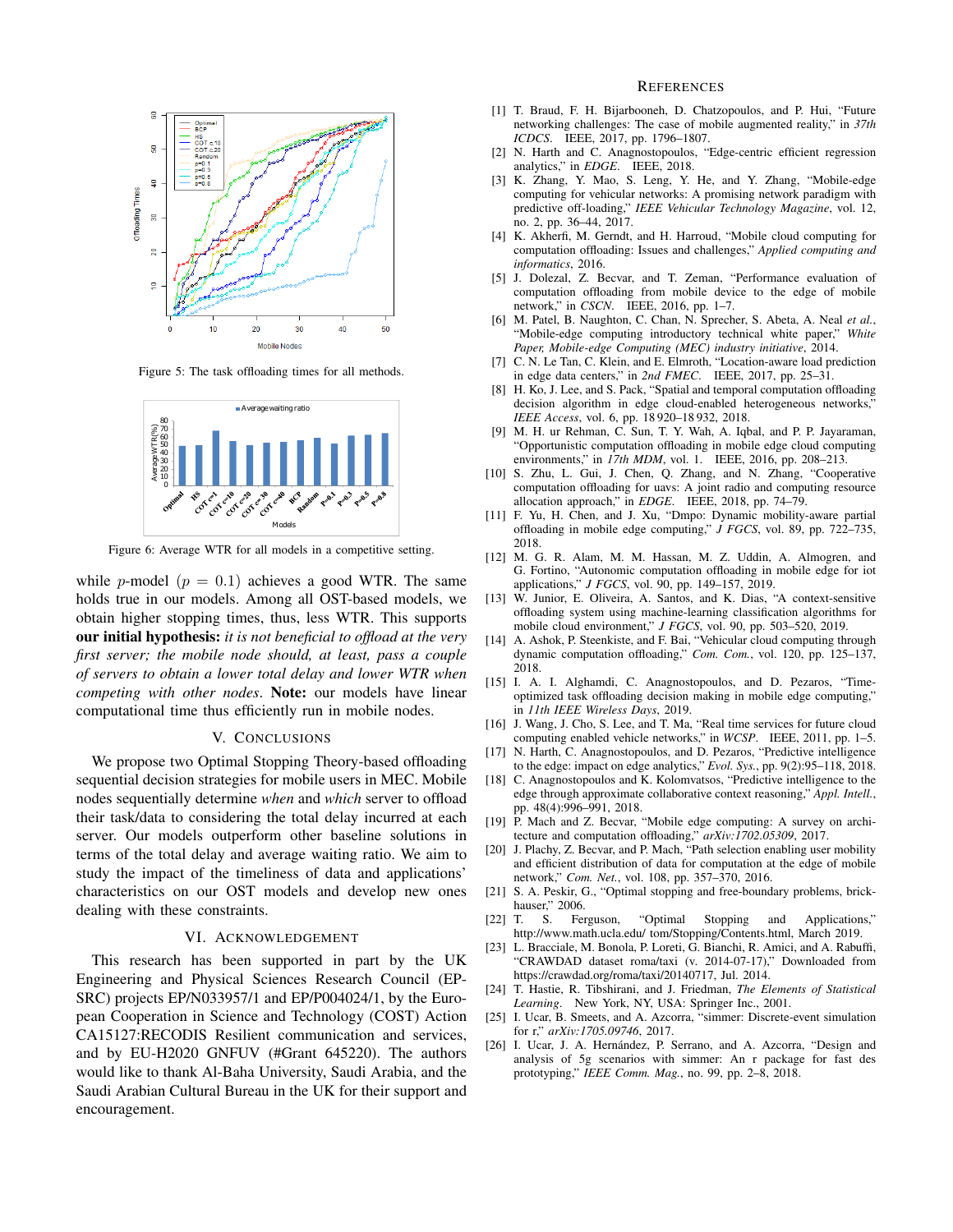Offloading Times

Optimal
BCP
HS
COT c:10
COT c:20
Random
p=0.1
p=0.3
p=0.5
p=0.8

0 10 20 30 40 50

10 20 30 40 50 60

Mobile Nodes

Figure 5: The task offloading times for all methods.

Average waiting ratio

AverageWTR(%)

0 10 20 30 40 50 60 70 80

Optimal HS COT c=1 COT c=10 COT c=20 COT c=30 COT c=40 BCP Random P=0.1 P=0.3 P=0.5 P=0.8

Models

Figure 6: Average WTR for all models in a competitive setting.

while $p$-model ($p = 0.1$) achieves a good WTR. The same holds true in our models. Among all OST-based models, we obtain higher stopping times, thus, less WTR. This supports **our initial hypothesis:** *it is not beneficial to offload at the very first server; the mobile node should, at least, pass a couple of servers to obtain a lower total delay and lower WTR when competing with other nodes*. **Note:** our models have linear computational time thus efficiently run in mobile nodes.

## V. Conclusions

We propose two Optimal Stopping Theory-based offloading sequential decision strategies for mobile users in MEC. Mobile nodes sequentially determine *when* and *which* server to offload their task/data to considering the total delay incurred at each server. Our models outperform other baseline solutions in terms of the total delay and average waiting ratio. We aim to study the impact of the timeliness of data and applications' characteristics on our OST models and develop new ones dealing with these constraints.

## VI. Acknowledgement

This research has been supported in part by the UK Engineering and Physical Sciences Research Council (EPSRC) projects EP/N033957/1 and EP/P004024/1, by the European Cooperation in Science and Technology (COST) Action CA15127:RECODIS Resilient communication and services, and by EU-H2020 GNFUV (#Grant 645220). The authors would like to thank Al-Baha University, Saudi Arabia, and the Saudi Arabian Cultural Bureau in the UK for their support and encouragement.

## References

[1] T. Braud, F. H. Bijarbooneh, D. Chatzopoulos, and P. Hui, "Future networking challenges: The case of mobile augmented reality," in *37th ICDCS*. IEEE, 2017, pp. 1796–1807.

[2] N. Harth and C. Anagnostopoulos, "Edge-centric efficient regression analytics," in *EDGE*. IEEE, 2018.

[3] K. Zhang, Y. Mao, S. Leng, Y. He, and Y. Zhang, "Mobile-edge computing for vehicular networks: A promising network paradigm with predictive off-loading," *IEEE Vehicular Technology Magazine*, vol. 12, no. 2, pp. 36–44, 2017.

[4] K. Akherfi, M. Gerndt, and H. Harroud, "Mobile cloud computing for computation offloading: Issues and challenges," *Applied computing and informatics*, 2016.

[5] J. Dolezal, Z. Becvar, and T. Zeman, "Performance evaluation of computation offloading from mobile device to the edge of mobile network," in *CSCN*. IEEE, 2016, pp. 1–7.

[6] M. Patel, B. Naughton, C. Chan, N. Sprecher, S. Abeta, A. Neal *et al.*, "Mobile-edge computing introductory technical white paper," *White Paper, Mobile-edge Computing (MEC) industry initiative*, 2014.

[7] C. N. Le Tan, C. Klein, and E. Elmroth, "Location-aware load prediction in edge data centers," in *2nd FMEC*. IEEE, 2017, pp. 25–31.

[8] H. Ko, J. Lee, and S. Pack, "Spatial and temporal computation offloading decision algorithm in edge cloud-enabled heterogeneous networks," *IEEE Access*, vol. 6, pp. 18 920–18 932, 2018.

[9] M. H. ur Rehman, C. Sun, T. Y. Wah, A. Iqbal, and P. P. Jayaraman, "Opportunistic computation offloading in mobile edge cloud computing environments," in *17th MDM*, vol. 1. IEEE, 2016, pp. 208–213.

[10] S. Zhu, L. Gui, J. Chen, Q. Zhang, and N. Zhang, "Cooperative computation offloading for uavs: A joint radio and computing resource allocation approach," in *EDGE*. IEEE, 2018, pp. 74–79.

[11] F. Yu, H. Chen, and J. Xu, "Dmpo: Dynamic mobility-aware partial offloading in mobile edge computing," *J FGCS*, vol. 89, pp. 722–735, 2018.

[12] M. G. R. Alam, M. M. Hassan, M. Z. Uddin, A. Almogren, and G. Fortino, "Autonomic computation offloading in mobile edge for iot applications," *J FGCS*, vol. 90, pp. 149–157, 2019.

[13] W. Junior, E. Oliveira, A. Santos, and K. Dias, "A context-sensitive offloading system using machine-learning classification algorithms for mobile cloud environment," *J FGCS*, vol. 90, pp. 503–520, 2019.

[14] A. Ashok, P. Steenkiste, and F. Bai, "Vehicular cloud computing through dynamic computation offloading," *Com. Com.*, vol. 120, pp. 125–137, 2018.

[15] I. A. I. Alghamdi, C. Anagnostopoulos, and D. Pezaros, "Time-optimized task offloading decision making in mobile edge computing," in *11th IEEE Wireless Days*, 2019.

[16] J. Wang, J. Cho, S. Lee, and T. Ma, "Real time services for future cloud computing enabled vehicle networks," in *WCSP*. IEEE, 2011, pp. 1–5.

[17] N. Harth, C. Anagnostopoulos, and D. Pezaros, "Predictive intelligence to the edge: impact on edge analytics," *Evol. Sys.*, pp. 9(2):95–118, 2018.

[18] C. Anagnostopoulos and K. Kolomvatsos, "Predictive intelligence to the edge through approximate collaborative context reasoning," *Appl. Intell.*, pp. 48(4):996–991, 2018.

[19] P. Mach and Z. Becvar, "Mobile edge computing: A survey on architecture and computation offloading," *arXiv:1702.05309*, 2017.

[20] J. Plachy, Z. Becvar, and P. Mach, "Path selection enabling user mobility and efficient distribution of data for computation at the edge of mobile network," *Com. Net.*, vol. 108, pp. 357–370, 2016.

[21] S. A. Peskir, G., "Optimal stopping and free-boundary problems, brickhauser," 2006.

[22] T. S. Ferguson, "Optimal Stopping and Applications," http://www.math.ucla.edu/ tom/Stopping/Contents.html, March 2019.

[23] L. Bracciale, M. Bonola, P. Loreti, G. Bianchi, R. Amici, and A. Rabuffi, "CRAWDAD dataset roma/taxi (v. 2014-07-17)," Downloaded from https://crawdad.org/roma/taxi/20140717, Jul. 2014.

[24] T. Hastie, R. Tibshirani, and J. Friedman, *The Elements of Statistical Learning*. New York, NY, USA: Springer Inc., 2001.

[25] I. Ucar, B. Smeets, and A. Azcorra, "simmer: Discrete-event simulation for r," *arXiv:1705.09746*, 2017.

[26] I. Ucar, J. A. Hernández, P. Serrano, and A. Azcorra, "Design and analysis of 5g scenarios with simmer: An r package for fast des prototyping," *IEEE Comm. Mag.*, no. 99, pp. 2–8, 2018.